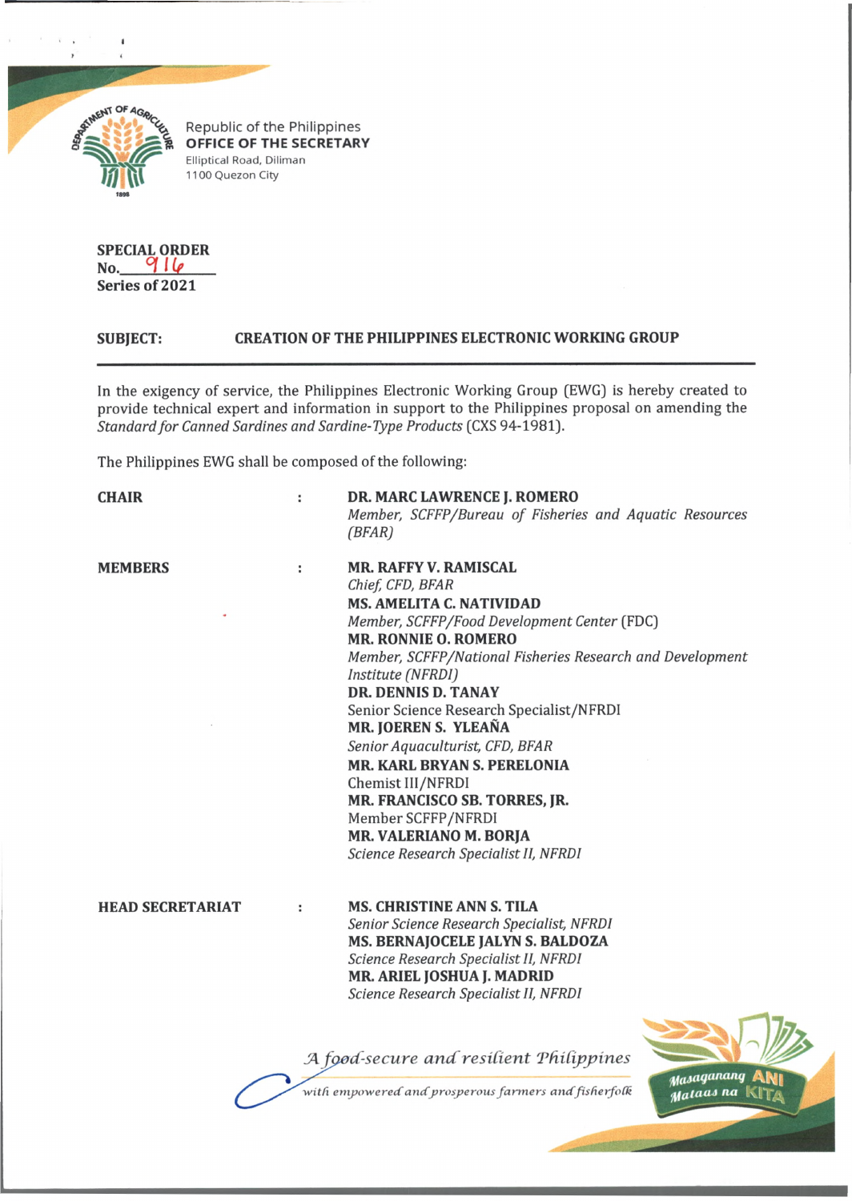Republic of the Philippines
**OFFICE OF THE SECRETARY**
Elliptical Road, Diliman
1100 Quezon City

**SPECIAL ORDER**
**No. 916**
**Series of 2021**

**SUBJECT: CREATION OF THE PHILIPPINES ELECTRONIC WORKING GROUP**

In the exigency of service, the Philippines Electronic Working Group (EWG) is hereby created to provide technical expert and information in support to the Philippines proposal on amending the *Standard for Canned Sardines and Sardine-Type Products* (CXS 94-1981).

The Philippines EWG shall be composed of the following:

**CHAIR** : **DR. MARC LAWRENCE J. ROMERO**
*Member, SCFFP/Bureau of Fisheries and Aquatic Resources (BFAR)*

**MEMBERS** : **MR. RAFFY V. RAMISCAL**
*Chief, CFD, BFAR*
**MS. AMELITA C. NATIVIDAD**
*Member, SCFFP/Food Development Center* (FDC)
**MR. RONNIE O. ROMERO**
*Member, SCFFP/National Fisheries Research and Development Institute (NFRDI)*
**DR. DENNIS D. TANAY**
Senior Science Research Specialist/NFRDI
**MR. JOEREN S. YLEAÑA**
*Senior Aquaculturist, CFD, BFAR*
**MR. KARL BRYAN S. PERELONIA**
Chemist III/NFRDI
**MR. FRANCISCO SB. TORRES, JR.**
Member SCFFP/NFRDI
**MR. VALERIANO M. BORJA**
*Science Research Specialist II, NFRDI*

**HEAD SECRETARIAT** : **MS. CHRISTINE ANN S. TILA**
*Senior Science Research Specialist, NFRDI*
**MS. BERNAJOCELE JALYN S. BALDOZA**
*Science Research Specialist II, NFRDI*
**MR. ARIEL JOSHUA J. MADRID**
*Science Research Specialist II, NFRDI*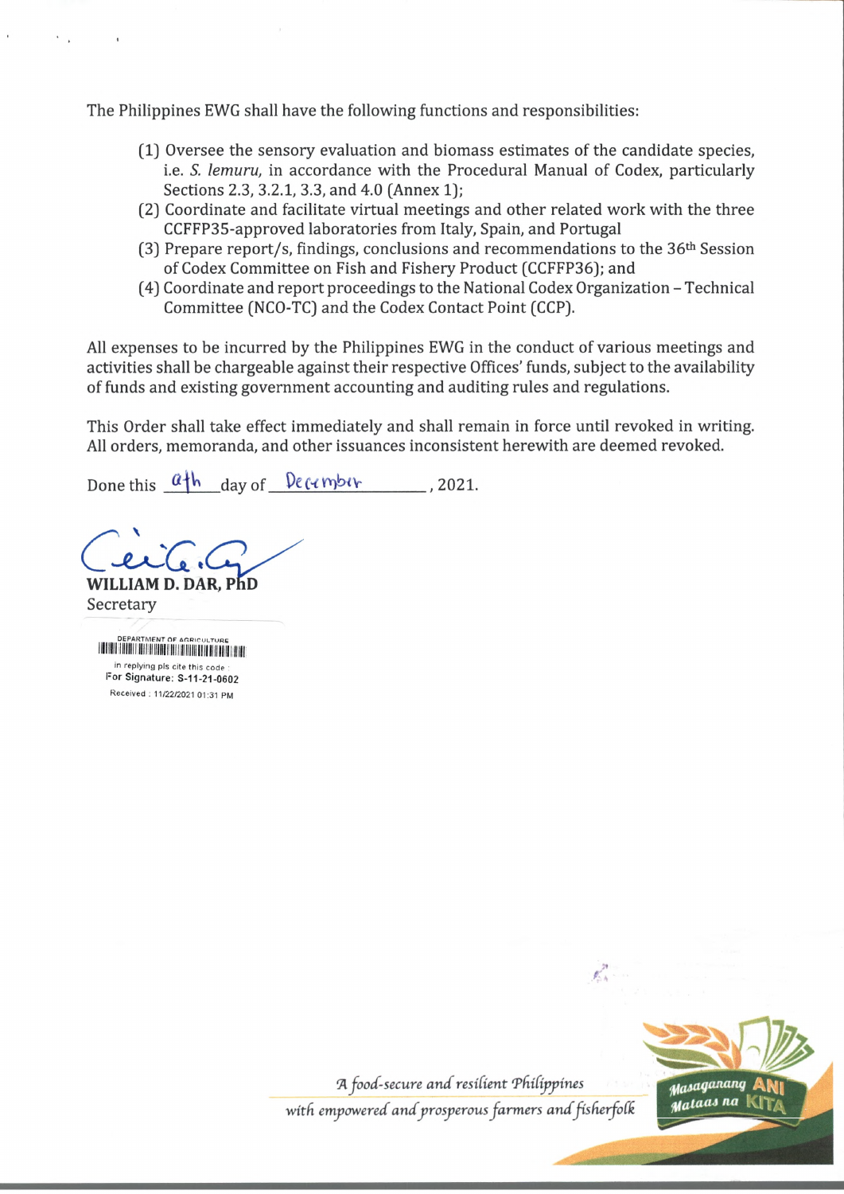The Philippines EWG shall have the following functions and responsibilities:

(1) Oversee the sensory evaluation and biomass estimates of the candidate species, i.e. *S. lemuru*, in accordance with the Procedural Manual of Codex, particularly Sections 2.3, 3.2.1, 3.3, and 4.0 (Annex 1);
(2) Coordinate and facilitate virtual meetings and other related work with the three CCFFP35-approved laboratories from Italy, Spain, and Portugal
(3) Prepare report/s, findings, conclusions and recommendations to the 36th Session of Codex Committee on Fish and Fishery Product (CCFFP36); and
(4) Coordinate and report proceedings to the National Codex Organization – Technical Committee (NCO-TC) and the Codex Contact Point (CCP).

All expenses to be incurred by the Philippines EWG in the conduct of various meetings and activities shall be chargeable against their respective Offices' funds, subject to the availability of funds and existing government accounting and auditing rules and regulations.

This Order shall take effect immediately and shall remain in force until revoked in writing. All orders, memoranda, and other issuances inconsistent herewith are deemed revoked.

Done this 9th day of December, 2021.

**WILLIAM D. DAR, PhD**
Secretary

DEPARTMENT OF AGRICULTURE
in replying pls cite this code :
For Signature: S-11-21-0602
Received : 11/22/2021 01:31 PM

*A food-secure and resilient Philippines with empowered and prosperous farmers and fisherfolk*

Masaganang ANI Mataas na KITA